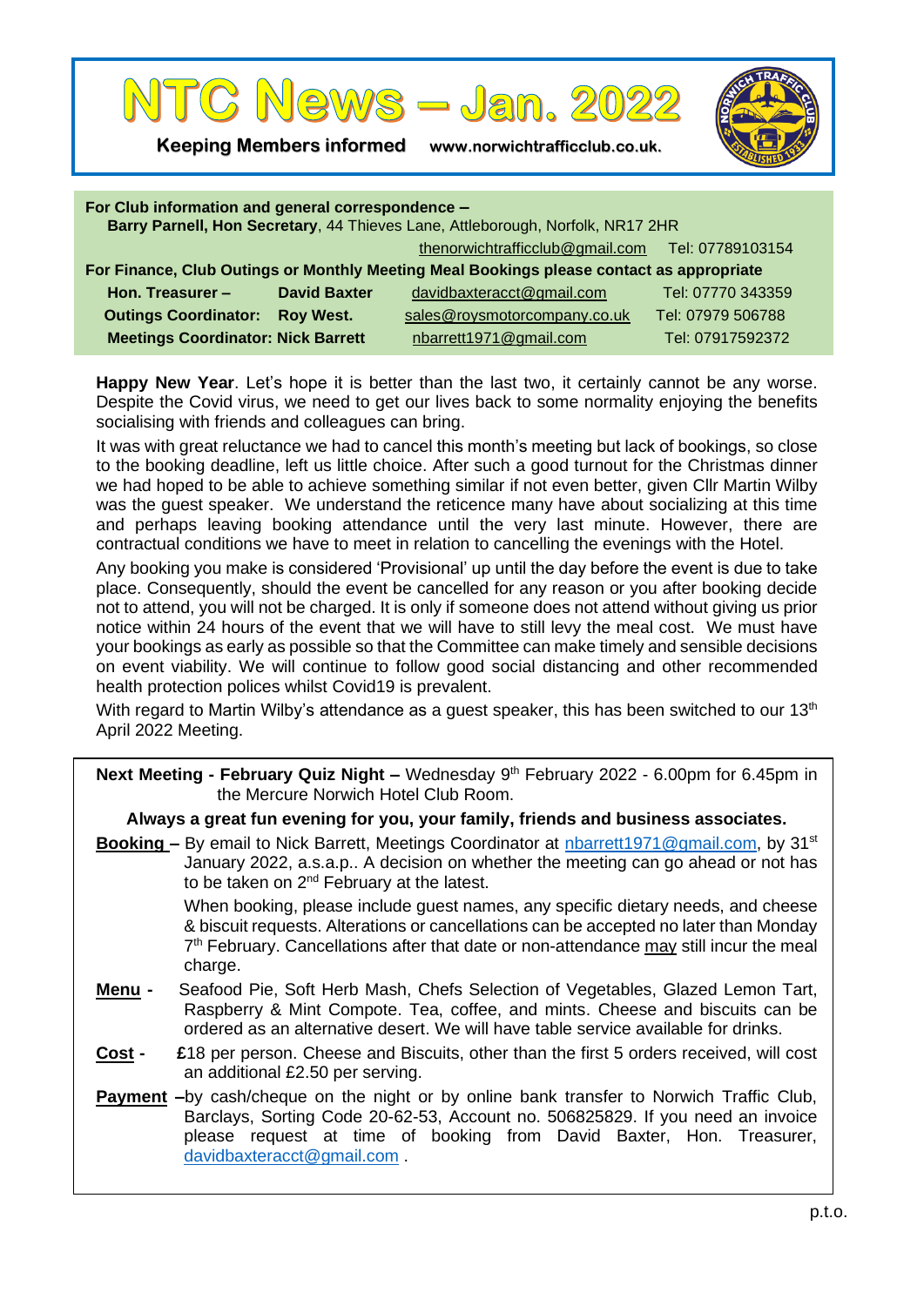# NTC News – Jan. 2022

**Keeping Members informed** www.norwichtrafficclub.co.uk.

**For Club information and general correspondence –**
**Barry Parnell, Hon Secretary**, 44 Thieves Lane, Attleborough, Norfolk, NR17 2HR
thenorwichtrafficclub@gmail.com Tel: 07789103154

**For Finance, Club Outings or Monthly Meeting Meal Bookings please contact as appropriate**

| | | | |
|---|---|---|---|
| **Hon. Treasurer –** | **David Baxter** | davidbaxteracct@gmail.com | Tel: 07770 343359 |
| **Outings Coordinator:** | **Roy West.** | sales@roysmotorcompany.co.uk | Tel: 07979 506788 |
| **Meetings Coordinator:** | **Nick Barrett** | nbarrett1971@gmail.com | Tel: 07917592372 |

**Happy New Year**. Let's hope it is better than the last two, it certainly cannot be any worse. Despite the Covid virus, we need to get our lives back to some normality enjoying the benefits socialising with friends and colleagues can bring.

It was with great reluctance we had to cancel this month's meeting but lack of bookings, so close to the booking deadline, left us little choice. After such a good turnout for the Christmas dinner we had hoped to be able to achieve something similar if not even better, given Cllr Martin Wilby was the guest speaker. We understand the reticence many have about socializing at this time and perhaps leaving booking attendance until the very last minute. However, there are contractual conditions we have to meet in relation to cancelling the evenings with the Hotel.

Any booking you make is considered 'Provisional' up until the day before the event is due to take place. Consequently, should the event be cancelled for any reason or you after booking decide not to attend, you will not be charged. It is only if someone does not attend without giving us prior notice within 24 hours of the event that we will have to still levy the meal cost. We must have your bookings as early as possible so that the Committee can make timely and sensible decisions on event viability. We will continue to follow good social distancing and other recommended health protection polices whilst Covid19 is prevalent.

With regard to Martin Wilby's attendance as a guest speaker, this has been switched to our 13th April 2022 Meeting.

**Next Meeting - February Quiz Night –** Wednesday 9th February 2022 - 6.00pm for 6.45pm in the Mercure Norwich Hotel Club Room.

**Always a great fun evening for you, your family, friends and business associates.**

**Booking –** By email to Nick Barrett, Meetings Coordinator at nbarrett1971@gmail.com, by 31st January 2022, a.s.a.p.. A decision on whether the meeting can go ahead or not has to be taken on 2nd February at the latest.

When booking, please include guest names, any specific dietary needs, and cheese & biscuit requests. Alterations or cancellations can be accepted no later than Monday 7th February. Cancellations after that date or non-attendance may still incur the meal charge.

**Menu -** Seafood Pie, Soft Herb Mash, Chefs Selection of Vegetables, Glazed Lemon Tart, Raspberry & Mint Compote. Tea, coffee, and mints. Cheese and biscuits can be ordered as an alternative desert. We will have table service available for drinks.

**Cost -** **£**18 per person. Cheese and Biscuits, other than the first 5 orders received, will cost an additional £2.50 per serving.

**Payment –**by cash/cheque on the night or by online bank transfer to Norwich Traffic Club, Barclays, Sorting Code 20-62-53, Account no. 506825829. If you need an invoice please request at time of booking from David Baxter, Hon. Treasurer, davidbaxteracct@gmail.com .

p.t.o.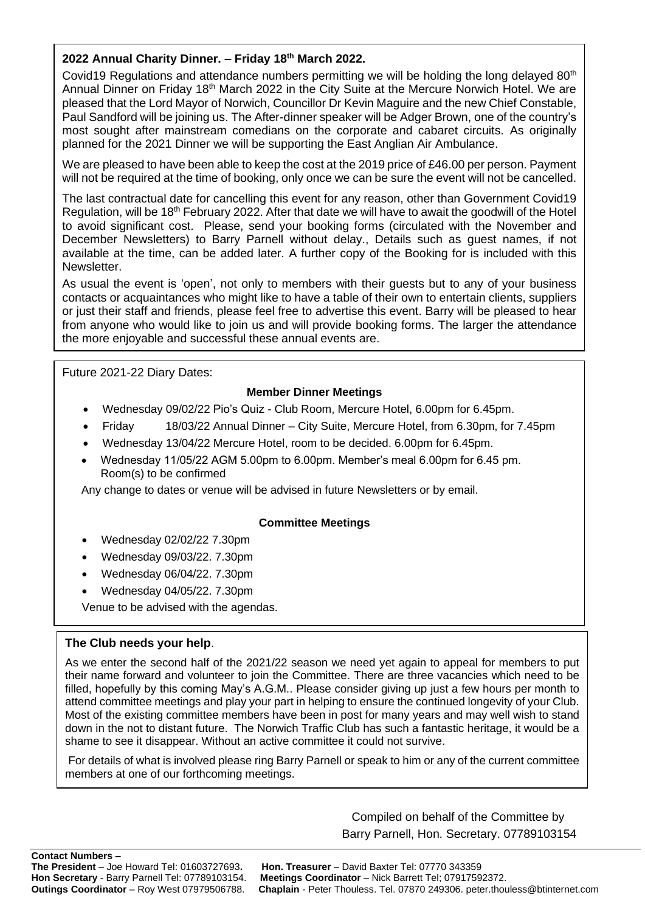### 2022 Annual Charity Dinner. – Friday 18th March 2022.

Covid19 Regulations and attendance numbers permitting we will be holding the long delayed 80th Annual Dinner on Friday 18th March 2022 in the City Suite at the Mercure Norwich Hotel. We are pleased that the Lord Mayor of Norwich, Councillor Dr Kevin Maguire and the new Chief Constable, Paul Sandford will be joining us. The After-dinner speaker will be Adger Brown, one of the country's most sought after mainstream comedians on the corporate and cabaret circuits. As originally planned for the 2021 Dinner we will be supporting the East Anglian Air Ambulance.

We are pleased to have been able to keep the cost at the 2019 price of £46.00 per person. Payment will not be required at the time of booking, only once we can be sure the event will not be cancelled.

The last contractual date for cancelling this event for any reason, other than Government Covid19 Regulation, will be 18th February 2022. After that date we will have to await the goodwill of the Hotel to avoid significant cost. Please, send your booking forms (circulated with the November and December Newsletters) to Barry Parnell without delay., Details such as guest names, if not available at the time, can be added later. A further copy of the Booking for is included with this Newsletter.

As usual the event is 'open', not only to members with their guests but to any of your business contacts or acquaintances who might like to have a table of their own to entertain clients, suppliers or just their staff and friends, please feel free to advertise this event. Barry will be pleased to hear from anyone who would like to join us and will provide booking forms. The larger the attendance the more enjoyable and successful these annual events are.

Future 2021-22 Diary Dates:

**Member Dinner Meetings**

- Wednesday 09/02/22 Pio's Quiz - Club Room, Mercure Hotel, 6.00pm for 6.45pm.
- Friday 18/03/22 Annual Dinner – City Suite, Mercure Hotel, from 6.30pm, for 7.45pm
- Wednesday 13/04/22 Mercure Hotel, room to be decided. 6.00pm for 6.45pm.
- Wednesday 11/05/22 AGM 5.00pm to 6.00pm. Member's meal 6.00pm for 6.45 pm. Room(s) to be confirmed

Any change to dates or venue will be advised in future Newsletters or by email.

**Committee Meetings**

- Wednesday 02/02/22 7.30pm
- Wednesday 09/03/22. 7.30pm
- Wednesday 06/04/22. 7.30pm
- Wednesday 04/05/22. 7.30pm

Venue to be advised with the agendas.

### The Club needs your help.

As we enter the second half of the 2021/22 season we need yet again to appeal for members to put their name forward and volunteer to join the Committee. There are three vacancies which need to be filled, hopefully by this coming May's A.G.M.. Please consider giving up just a few hours per month to attend committee meetings and play your part in helping to ensure the continued longevity of your Club. Most of the existing committee members have been in post for many years and may well wish to stand down in the not to distant future. The Norwich Traffic Club has such a fantastic heritage, it would be a shame to see it disappear. Without an active committee it could not survive.

For details of what is involved please ring Barry Parnell or speak to him or any of the current committee members at one of our forthcoming meetings.

Compiled on behalf of the Committee by
Barry Parnell, Hon. Secretary. 07789103154

**Contact Numbers –**
**The President** – Joe Howard Tel: 01603727693. **Hon. Treasurer** – David Baxter Tel: 07770 343359
**Hon Secretary** - Barry Parnell Tel: 07789103154. **Meetings Coordinator** – Nick Barrett Tel; 07917592372.
**Outings Coordinator** – Roy West 07979506788. **Chaplain** - Peter Thouless. Tel. 07870 249306. peter.thouless@btinternet.com